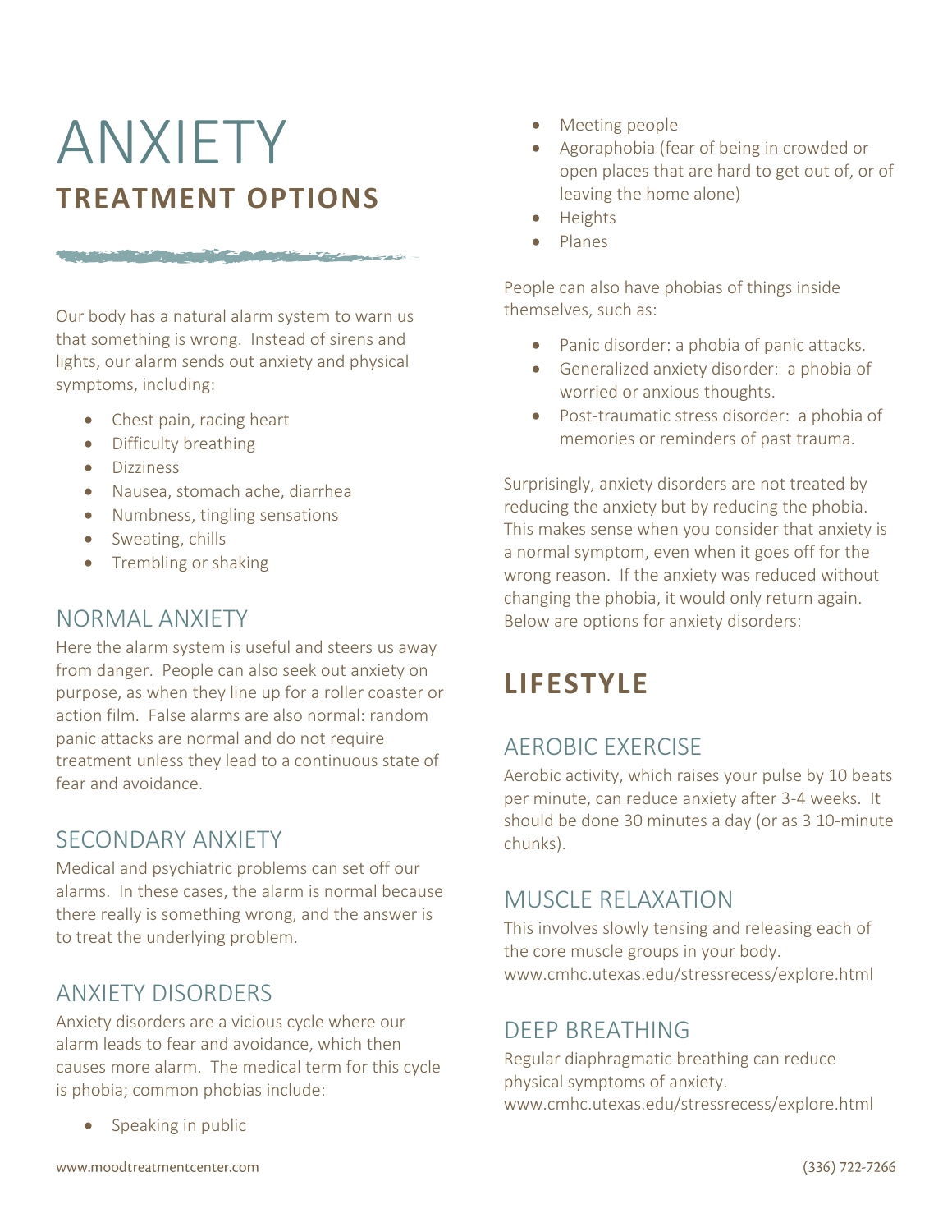# ANXIETY
## TREATMENT OPTIONS

Our body has a natural alarm system to warn us that something is wrong. Instead of sirens and lights, our alarm sends out anxiety and physical symptoms, including:

- Chest pain, racing heart
- Difficulty breathing
- Dizziness
- Nausea, stomach ache, diarrhea
- Numbness, tingling sensations
- Sweating, chills
- Trembling or shaking

### NORMAL ANXIETY

Here the alarm system is useful and steers us away from danger. People can also seek out anxiety on purpose, as when they line up for a roller coaster or action film. False alarms are also normal: random panic attacks are normal and do not require treatment unless they lead to a continuous state of fear and avoidance.

### SECONDARY ANXIETY

Medical and psychiatric problems can set off our alarms. In these cases, the alarm is normal because there really is something wrong, and the answer is to treat the underlying problem.

### ANXIETY DISORDERS

Anxiety disorders are a vicious cycle where our alarm leads to fear and avoidance, which then causes more alarm. The medical term for this cycle is phobia; common phobias include:

- Speaking in public
- Meeting people
- Agoraphobia (fear of being in crowded or open places that are hard to get out of, or of leaving the home alone)
- Heights
- Planes

People can also have phobias of things inside themselves, such as:

- Panic disorder: a phobia of panic attacks.
- Generalized anxiety disorder: a phobia of worried or anxious thoughts.
- Post-traumatic stress disorder: a phobia of memories or reminders of past trauma.

Surprisingly, anxiety disorders are not treated by reducing the anxiety but by reducing the phobia. This makes sense when you consider that anxiety is a normal symptom, even when it goes off for the wrong reason. If the anxiety was reduced without changing the phobia, it would only return again. Below are options for anxiety disorders:

## LIFESTYLE

### AEROBIC EXERCISE

Aerobic activity, which raises your pulse by 10 beats per minute, can reduce anxiety after 3-4 weeks. It should be done 30 minutes a day (or as 3 10-minute chunks).

### MUSCLE RELAXATION

This involves slowly tensing and releasing each of the core muscle groups in your body. www.cmhc.utexas.edu/stressrecess/explore.html

### DEEP BREATHING

Regular diaphragmatic breathing can reduce physical symptoms of anxiety. www.cmhc.utexas.edu/stressrecess/explore.html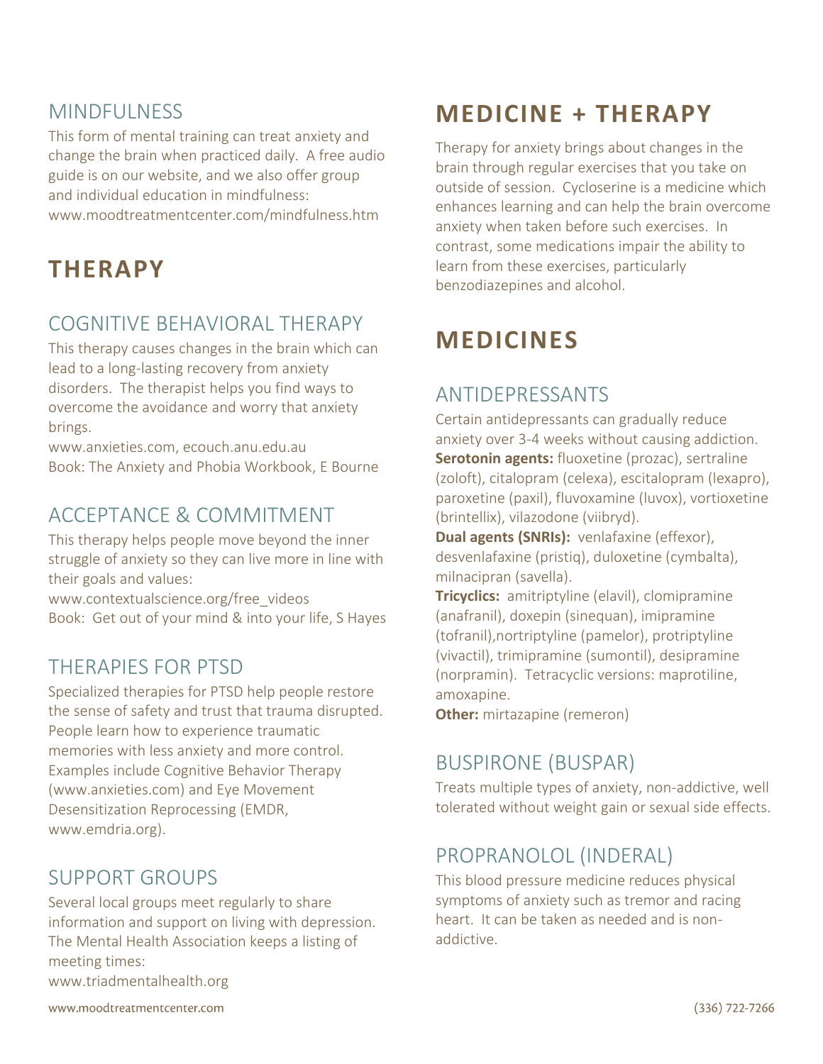## MINDFULNESS

This form of mental training can treat anxiety and change the brain when practiced daily. A free audio guide is on our website, and we also offer group and individual education in mindfulness: www.moodtreatmentcenter.com/mindfulness.htm

# THERAPY

## COGNITIVE BEHAVIORAL THERAPY

This therapy causes changes in the brain which can lead to a long-lasting recovery from anxiety disorders. The therapist helps you find ways to overcome the avoidance and worry that anxiety brings.
www.anxieties.com, ecouch.anu.edu.au
Book: The Anxiety and Phobia Workbook, E Bourne

## ACCEPTANCE & COMMITMENT

This therapy helps people move beyond the inner struggle of anxiety so they can live more in line with their goals and values:
www.contextualscience.org/free_videos
Book: Get out of your mind & into your life, S Hayes

## THERAPIES FOR PTSD

Specialized therapies for PTSD help people restore the sense of safety and trust that trauma disrupted. People learn how to experience traumatic memories with less anxiety and more control. Examples include Cognitive Behavior Therapy (www.anxieties.com) and Eye Movement Desensitization Reprocessing (EMDR, www.emdria.org).

## SUPPORT GROUPS

Several local groups meet regularly to share information and support on living with depression. The Mental Health Association keeps a listing of meeting times:
www.triadmentalhealth.org

# MEDICINE + THERAPY

Therapy for anxiety brings about changes in the brain through regular exercises that you take on outside of session. Cycloserine is a medicine which enhances learning and can help the brain overcome anxiety when taken before such exercises. In contrast, some medications impair the ability to learn from these exercises, particularly benzodiazepines and alcohol.

# MEDICINES

## ANTIDEPRESSANTS

Certain antidepressants can gradually reduce anxiety over 3-4 weeks without causing addiction.
**Serotonin agents:** fluoxetine (prozac), sertraline (zoloft), citalopram (celexa), escitalopram (lexapro), paroxetine (paxil), fluvoxamine (luvox), vortioxetine (brintellix), vilazodone (viibryd).
**Dual agents (SNRIs):** venlafaxine (effexor), desvenlafaxine (pristiq), duloxetine (cymbalta), milnacipran (savella).
**Tricyclics:** amitriptyline (elavil), clomipramine (anafranil), doxepin (sinequan), imipramine (tofranil),nortriptyline (pamelor), protriptyline (vivactil), trimipramine (sumontil), desipramine (norpramin). Tetracyclic versions: maprotiline, amoxapine.
**Other:** mirtazapine (remeron)

## BUSPIRONE (BUSPAR)

Treats multiple types of anxiety, non-addictive, well tolerated without weight gain or sexual side effects.

## PROPRANOLOL (INDERAL)

This blood pressure medicine reduces physical symptoms of anxiety such as tremor and racing heart. It can be taken as needed and is non-addictive.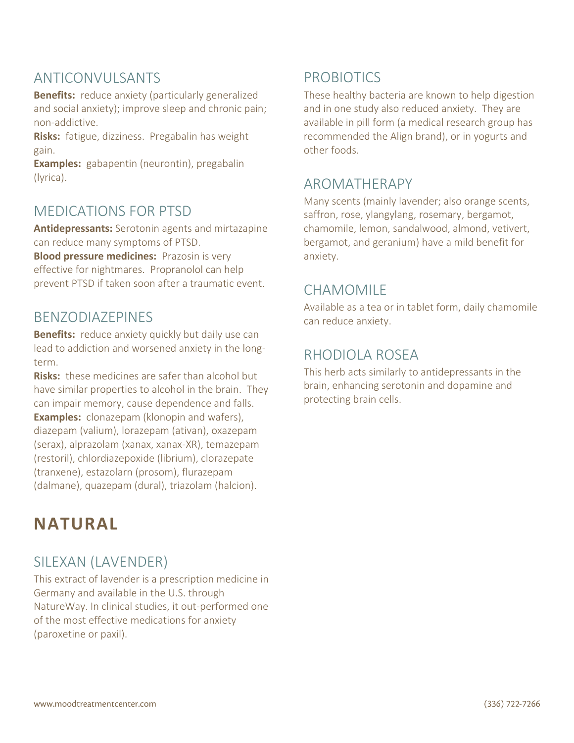## ANTICONVULSANTS

**Benefits:** reduce anxiety (particularly generalized and social anxiety); improve sleep and chronic pain; non-addictive.
**Risks:** fatigue, dizziness. Pregabalin has weight gain.
**Examples:** gabapentin (neurontin), pregabalin (lyrica).

## MEDICATIONS FOR PTSD

**Antidepressants:** Serotonin agents and mirtazapine can reduce many symptoms of PTSD.
**Blood pressure medicines:** Prazosin is very effective for nightmares. Propranolol can help prevent PTSD if taken soon after a traumatic event.

## BENZODIAZEPINES

**Benefits:** reduce anxiety quickly but daily use can lead to addiction and worsened anxiety in the long-term.
**Risks:** these medicines are safer than alcohol but have similar properties to alcohol in the brain. They can impair memory, cause dependence and falls.
**Examples:** clonazepam (klonopin and wafers), diazepam (valium), lorazepam (ativan), oxazepam (serax), alprazolam (xanax, xanax-XR), temazepam (restoril), chlordiazepoxide (librium), clorazepate (tranxene), estazolarn (prosom), flurazepam (dalmane), quazepam (dural), triazolam (halcion).

# NATURAL

## SILEXAN (LAVENDER)

This extract of lavender is a prescription medicine in Germany and available in the U.S. through NatureWay. In clinical studies, it out-performed one of the most effective medications for anxiety (paroxetine or paxil).

## PROBIOTICS

These healthy bacteria are known to help digestion and in one study also reduced anxiety. They are available in pill form (a medical research group has recommended the Align brand), or in yogurts and other foods.

## AROMATHERAPY

Many scents (mainly lavender; also orange scents, saffron, rose, ylangylang, rosemary, bergamot, chamomile, lemon, sandalwood, almond, vetivert, bergamot, and geranium) have a mild benefit for anxiety.

## CHAMOMILE

Available as a tea or in tablet form, daily chamomile can reduce anxiety.

## RHODIOLA ROSEA

This herb acts similarly to antidepressants in the brain, enhancing serotonin and dopamine and protecting brain cells.